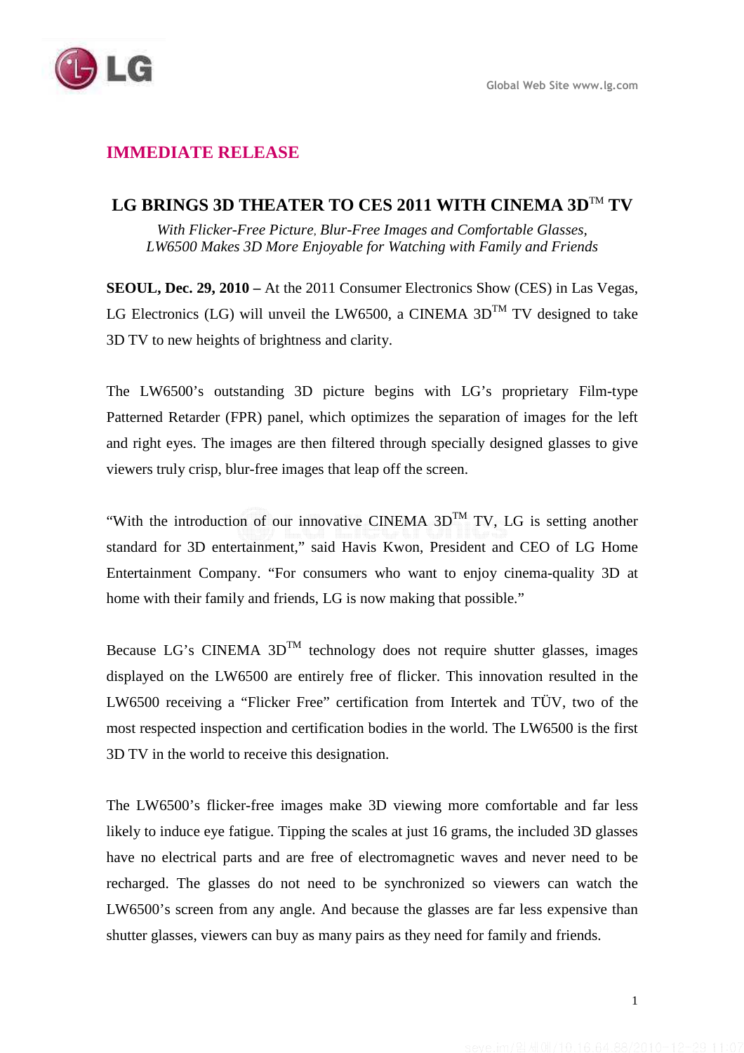**IMMEDIATE RELEASE**

# LG BRINGS 3D THEATER TO CES 2011 WITH CINEMA 3D™ TV

*With Flicker-Free Picture, Blur-Free Images and Comfortable Glasses,*
*LW6500 Makes 3D More Enjoyable for Watching with Family and Friends*

**SEOUL, Dec. 29, 2010 –** At the 2011 Consumer Electronics Show (CES) in Las Vegas, LG Electronics (LG) will unveil the LW6500, a CINEMA 3D™ TV designed to take 3D TV to new heights of brightness and clarity.

The LW6500's outstanding 3D picture begins with LG's proprietary Film-type Patterned Retarder (FPR) panel, which optimizes the separation of images for the left and right eyes. The images are then filtered through specially designed glasses to give viewers truly crisp, blur-free images that leap off the screen.

"With the introduction of our innovative CINEMA 3D™ TV, LG is setting another standard for 3D entertainment," said Havis Kwon, President and CEO of LG Home Entertainment Company. "For consumers who want to enjoy cinema-quality 3D at home with their family and friends, LG is now making that possible."

Because LG's CINEMA 3D™ technology does not require shutter glasses, images displayed on the LW6500 are entirely free of flicker. This innovation resulted in the LW6500 receiving a "Flicker Free" certification from Intertek and TÜV, two of the most respected inspection and certification bodies in the world. The LW6500 is the first 3D TV in the world to receive this designation.

The LW6500's flicker-free images make 3D viewing more comfortable and far less likely to induce eye fatigue. Tipping the scales at just 16 grams, the included 3D glasses have no electrical parts and are free of electromagnetic waves and never need to be recharged. The glasses do not need to be synchronized so viewers can watch the LW6500's screen from any angle. And because the glasses are far less expensive than shutter glasses, viewers can buy as many pairs as they need for family and friends.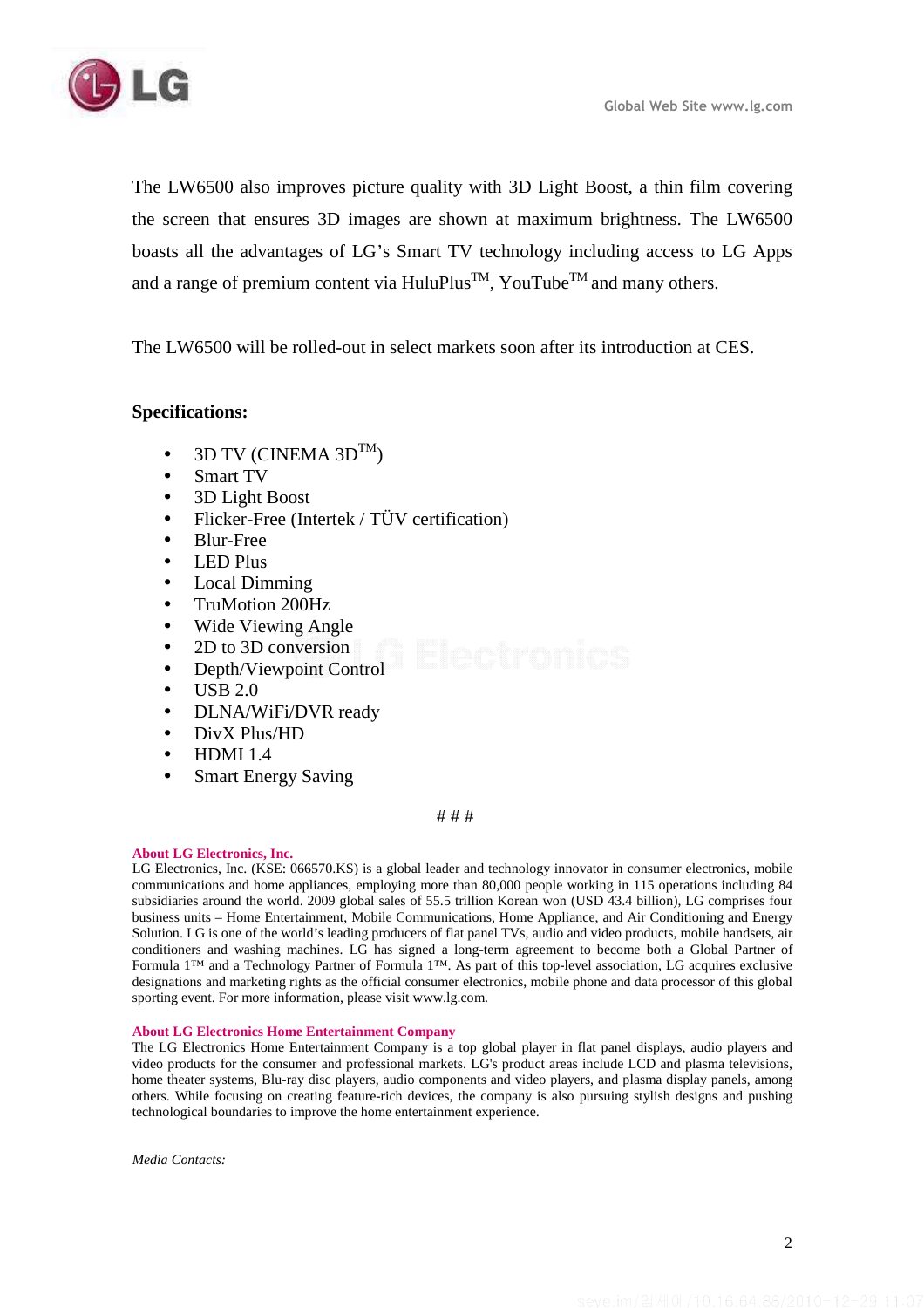The LW6500 also improves picture quality with 3D Light Boost, a thin film covering the screen that ensures 3D images are shown at maximum brightness. The LW6500 boasts all the advantages of LG's Smart TV technology including access to LG Apps and a range of premium content via HuluPlus™, YouTube™ and many others.

The LW6500 will be rolled-out in select markets soon after its introduction at CES.

**Specifications:**

- 3D TV (CINEMA 3D™)
- Smart TV
- 3D Light Boost
- Flicker-Free (Intertek / TÜV certification)
- Blur-Free
- LED Plus
- Local Dimming
- TruMotion 200Hz
- Wide Viewing Angle
- 2D to 3D conversion
- Depth/Viewpoint Control
- USB 2.0
- DLNA/WiFi/DVR ready
- DivX Plus/HD
- HDMI 1.4
- Smart Energy Saving

# # #

**About LG Electronics, Inc.**
LG Electronics, Inc. (KSE: 066570.KS) is a global leader and technology innovator in consumer electronics, mobile communications and home appliances, employing more than 80,000 people working in 115 operations including 84 subsidiaries around the world. 2009 global sales of 55.5 trillion Korean won (USD 43.4 billion), LG comprises four business units – Home Entertainment, Mobile Communications, Home Appliance, and Air Conditioning and Energy Solution. LG is one of the world's leading producers of flat panel TVs, audio and video products, mobile handsets, air conditioners and washing machines. LG has signed a long-term agreement to become both a Global Partner of Formula 1™ and a Technology Partner of Formula 1™. As part of this top-level association, LG acquires exclusive designations and marketing rights as the official consumer electronics, mobile phone and data processor of this global sporting event. For more information, please visit www.lg.com.

**About LG Electronics Home Entertainment Company**
The LG Electronics Home Entertainment Company is a top global player in flat panel displays, audio players and video products for the consumer and professional markets. LG's product areas include LCD and plasma televisions, home theater systems, Blu-ray disc players, audio components and video players, and plasma display panels, among others. While focusing on creating feature-rich devices, the company is also pursuing stylish designs and pushing technological boundaries to improve the home entertainment experience.

*Media Contacts:*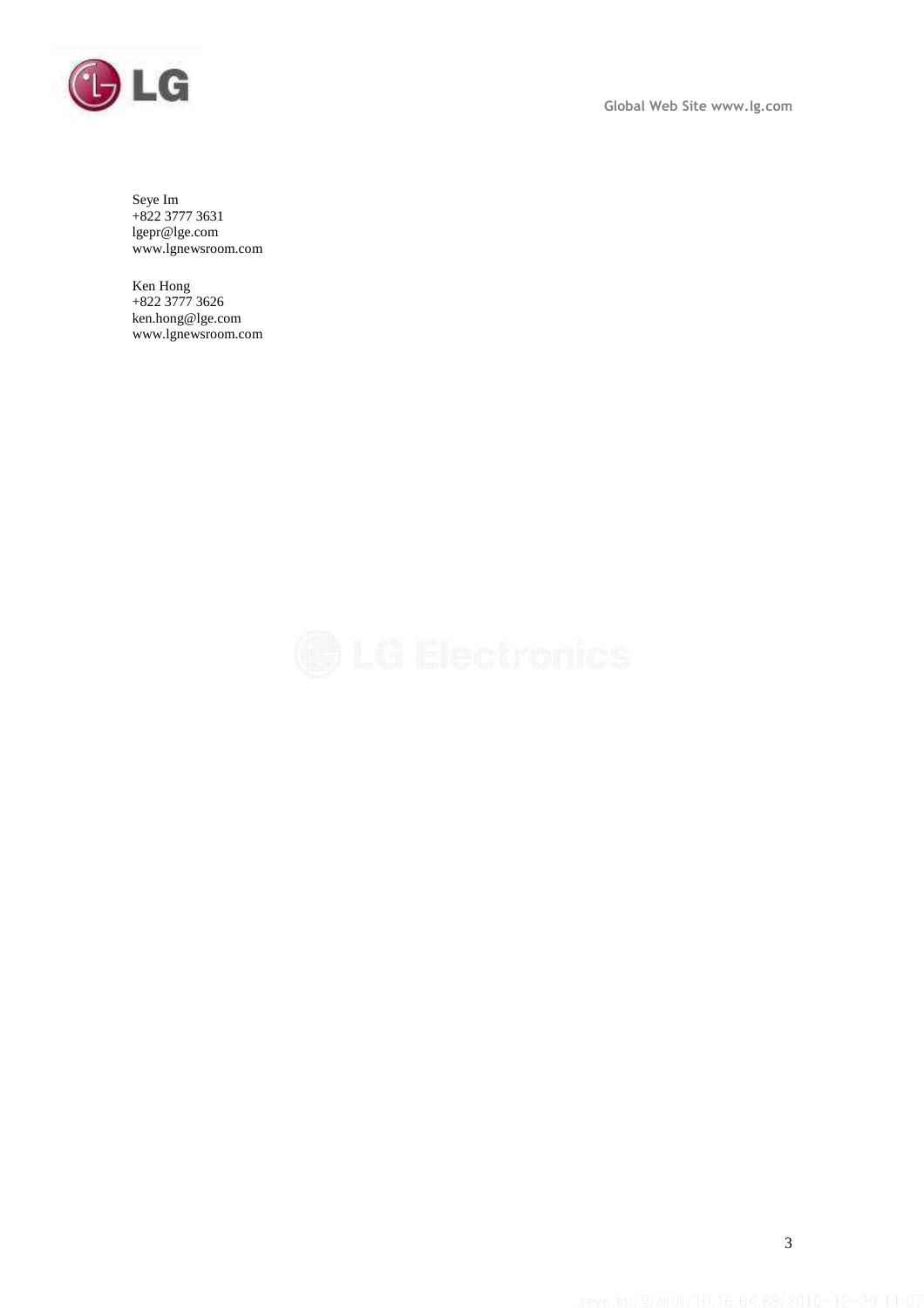Seye Im
+822 3777 3631
lgepr@lge.com
www.lgnewsroom.com

Ken Hong
+822 3777 3626
ken.hong@lge.com
www.lgnewsroom.com